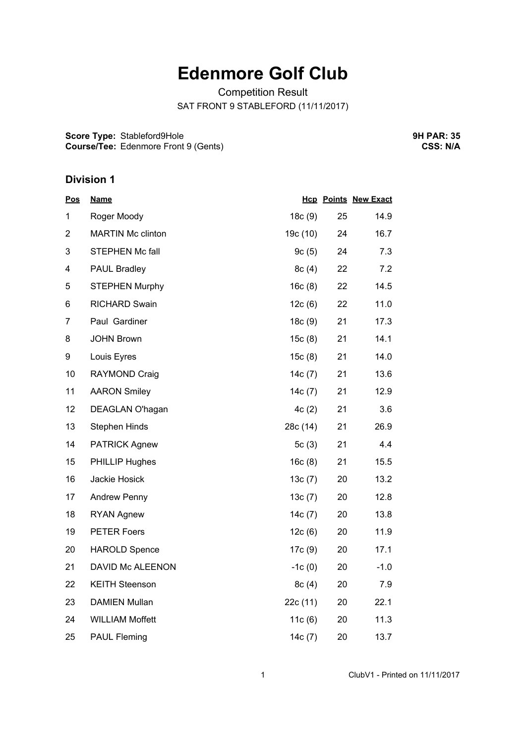# Edenmore Golf Club

Competition Result

SAT FRONT 9 STABLEFORD (11/11/2017)

**Score Type:** Stableford9Hole
**Course/Tee:** Edenmore Front 9 (Gents)

**9H PAR: 35**
**CSS: N/A**

## Division 1

| Pos | Name | Hcp | Points | New Exact |
|---|---|---|---|---|
| 1 | Roger Moody | 18c (9) | 25 | 14.9 |
| 2 | MARTIN Mc clinton | 19c (10) | 24 | 16.7 |
| 3 | STEPHEN Mc fall | 9c (5) | 24 | 7.3 |
| 4 | PAUL Bradley | 8c (4) | 22 | 7.2 |
| 5 | STEPHEN Murphy | 16c (8) | 22 | 14.5 |
| 6 | RICHARD Swain | 12c (6) | 22 | 11.0 |
| 7 | Paul Gardiner | 18c (9) | 21 | 17.3 |
| 8 | JOHN Brown | 15c (8) | 21 | 14.1 |
| 9 | Louis Eyres | 15c (8) | 21 | 14.0 |
| 10 | RAYMOND Craig | 14c (7) | 21 | 13.6 |
| 11 | AARON Smiley | 14c (7) | 21 | 12.9 |
| 12 | DEAGLAN O'hagan | 4c (2) | 21 | 3.6 |
| 13 | Stephen Hinds | 28c (14) | 21 | 26.9 |
| 14 | PATRICK Agnew | 5c (3) | 21 | 4.4 |
| 15 | PHILLIP Hughes | 16c (8) | 21 | 15.5 |
| 16 | Jackie Hosick | 13c (7) | 20 | 13.2 |
| 17 | Andrew Penny | 13c (7) | 20 | 12.8 |
| 18 | RYAN Agnew | 14c (7) | 20 | 13.8 |
| 19 | PETER Foers | 12c (6) | 20 | 11.9 |
| 20 | HAROLD Spence | 17c (9) | 20 | 17.1 |
| 21 | DAVID Mc ALEENON | -1c (0) | 20 | -1.0 |
| 22 | KEITH Steenson | 8c (4) | 20 | 7.9 |
| 23 | DAMIEN Mullan | 22c (11) | 20 | 22.1 |
| 24 | WILLIAM Moffett | 11c (6) | 20 | 11.3 |
| 25 | PAUL Fleming | 14c (7) | 20 | 13.7 |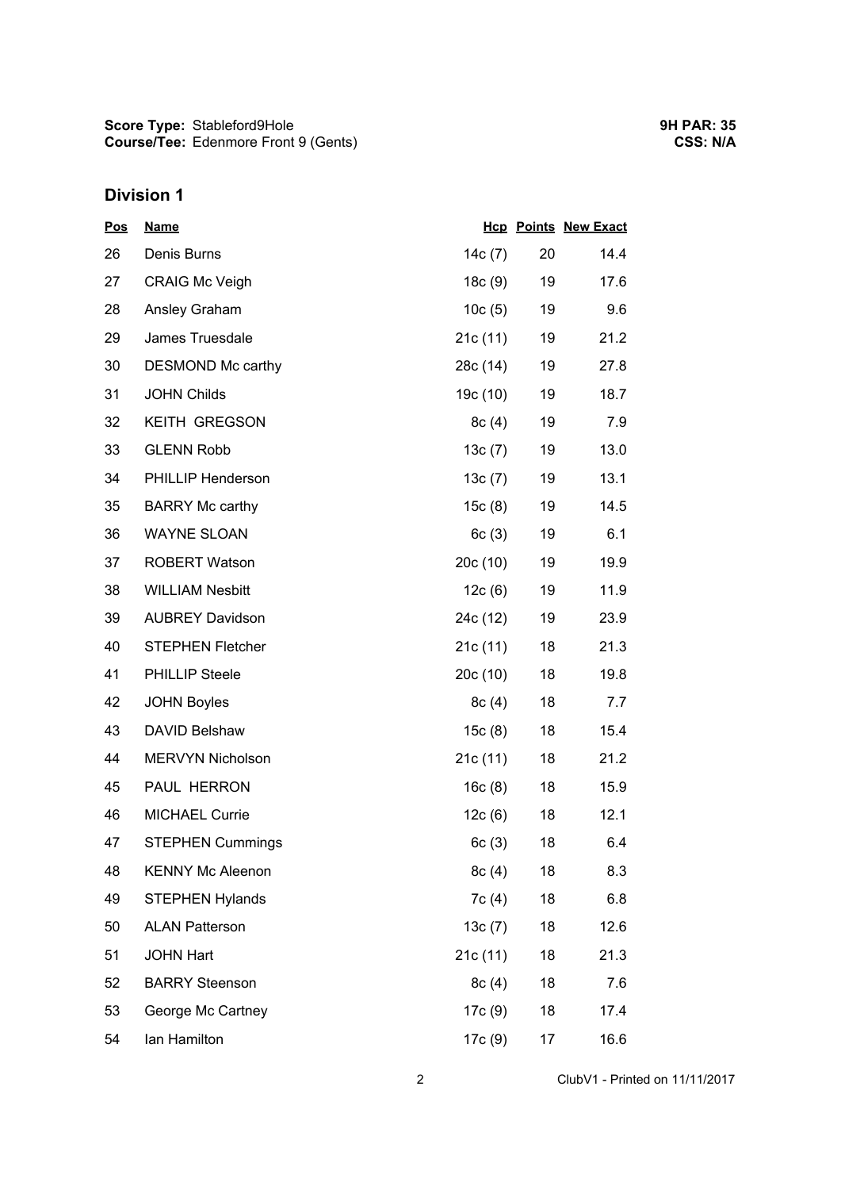**Score Type:** Stableford9Hole
**Course/Tee:** Edenmore Front 9 (Gents)

**9H PAR: 35**
**CSS: N/A**

## Division 1

| Pos | Name | Hcp | Points | New Exact |
|---|---|---|---|---|
| 26 | Denis Burns | 14c (7) | 20 | 14.4 |
| 27 | CRAIG Mc Veigh | 18c (9) | 19 | 17.6 |
| 28 | Ansley Graham | 10c (5) | 19 | 9.6 |
| 29 | James Truesdale | 21c (11) | 19 | 21.2 |
| 30 | DESMOND Mc carthy | 28c (14) | 19 | 27.8 |
| 31 | JOHN Childs | 19c (10) | 19 | 18.7 |
| 32 | KEITH GREGSON | 8c (4) | 19 | 7.9 |
| 33 | GLENN Robb | 13c (7) | 19 | 13.0 |
| 34 | PHILLIP Henderson | 13c (7) | 19 | 13.1 |
| 35 | BARRY Mc carthy | 15c (8) | 19 | 14.5 |
| 36 | WAYNE SLOAN | 6c (3) | 19 | 6.1 |
| 37 | ROBERT Watson | 20c (10) | 19 | 19.9 |
| 38 | WILLIAM Nesbitt | 12c (6) | 19 | 11.9 |
| 39 | AUBREY Davidson | 24c (12) | 19 | 23.9 |
| 40 | STEPHEN Fletcher | 21c (11) | 18 | 21.3 |
| 41 | PHILLIP Steele | 20c (10) | 18 | 19.8 |
| 42 | JOHN Boyles | 8c (4) | 18 | 7.7 |
| 43 | DAVID Belshaw | 15c (8) | 18 | 15.4 |
| 44 | MERVYN Nicholson | 21c (11) | 18 | 21.2 |
| 45 | PAUL HERRON | 16c (8) | 18 | 15.9 |
| 46 | MICHAEL Currie | 12c (6) | 18 | 12.1 |
| 47 | STEPHEN Cummings | 6c (3) | 18 | 6.4 |
| 48 | KENNY Mc Aleenon | 8c (4) | 18 | 8.3 |
| 49 | STEPHEN Hylands | 7c (4) | 18 | 6.8 |
| 50 | ALAN Patterson | 13c (7) | 18 | 12.6 |
| 51 | JOHN Hart | 21c (11) | 18 | 21.3 |
| 52 | BARRY Steenson | 8c (4) | 18 | 7.6 |
| 53 | George Mc Cartney | 17c (9) | 18 | 17.4 |
| 54 | Ian Hamilton | 17c (9) | 17 | 16.6 |

ClubV1 - Printed on 11/11/2017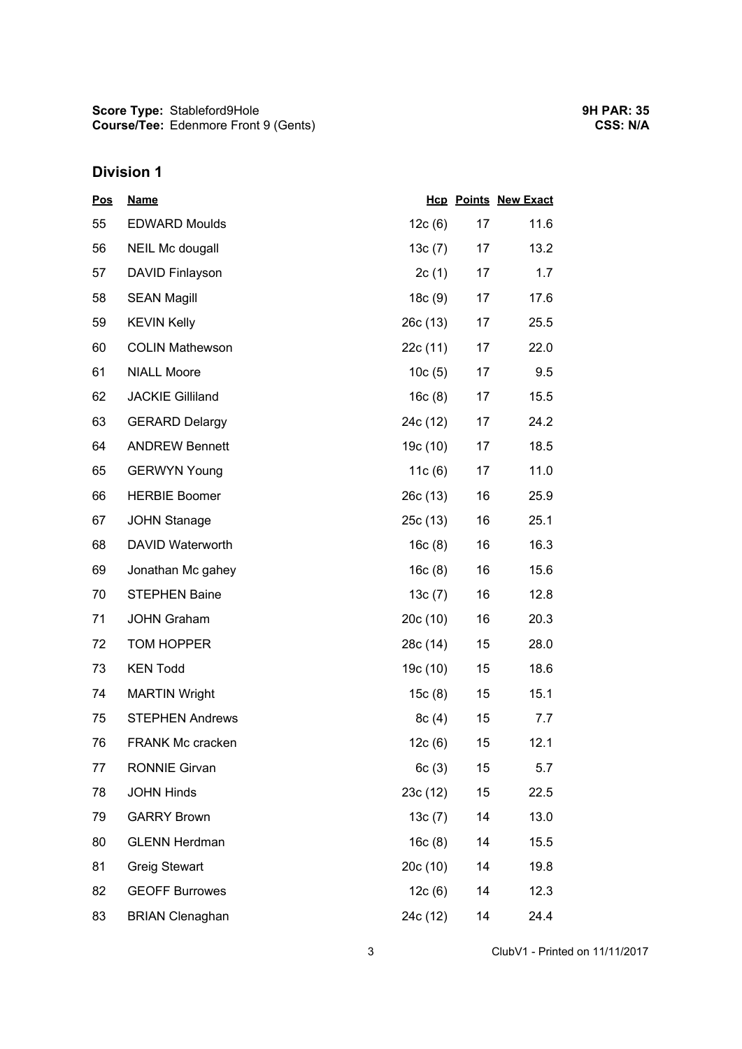**Score Type:** Stableford9Hole
**Course/Tee:** Edenmore Front 9 (Gents)

**9H PAR: 35**
**CSS: N/A**

## Division 1

| Pos | Name | Hcp | Points | New Exact |
|---|---|---|---|---|
| 55 | EDWARD Moulds | 12c (6) | 17 | 11.6 |
| 56 | NEIL Mc dougall | 13c (7) | 17 | 13.2 |
| 57 | DAVID Finlayson | 2c (1) | 17 | 1.7 |
| 58 | SEAN Magill | 18c (9) | 17 | 17.6 |
| 59 | KEVIN Kelly | 26c (13) | 17 | 25.5 |
| 60 | COLIN Mathewson | 22c (11) | 17 | 22.0 |
| 61 | NIALL Moore | 10c (5) | 17 | 9.5 |
| 62 | JACKIE Gilliland | 16c (8) | 17 | 15.5 |
| 63 | GERARD Delargy | 24c (12) | 17 | 24.2 |
| 64 | ANDREW Bennett | 19c (10) | 17 | 18.5 |
| 65 | GERWYN Young | 11c (6) | 17 | 11.0 |
| 66 | HERBIE Boomer | 26c (13) | 16 | 25.9 |
| 67 | JOHN Stanage | 25c (13) | 16 | 25.1 |
| 68 | DAVID Waterworth | 16c (8) | 16 | 16.3 |
| 69 | Jonathan Mc gahey | 16c (8) | 16 | 15.6 |
| 70 | STEPHEN Baine | 13c (7) | 16 | 12.8 |
| 71 | JOHN Graham | 20c (10) | 16 | 20.3 |
| 72 | TOM HOPPER | 28c (14) | 15 | 28.0 |
| 73 | KEN Todd | 19c (10) | 15 | 18.6 |
| 74 | MARTIN Wright | 15c (8) | 15 | 15.1 |
| 75 | STEPHEN Andrews | 8c (4) | 15 | 7.7 |
| 76 | FRANK Mc cracken | 12c (6) | 15 | 12.1 |
| 77 | RONNIE Girvan | 6c (3) | 15 | 5.7 |
| 78 | JOHN Hinds | 23c (12) | 15 | 22.5 |
| 79 | GARRY Brown | 13c (7) | 14 | 13.0 |
| 80 | GLENN Herdman | 16c (8) | 14 | 15.5 |
| 81 | Greig Stewart | 20c (10) | 14 | 19.8 |
| 82 | GEOFF Burrowes | 12c (6) | 14 | 12.3 |
| 83 | BRIAN Clenaghan | 24c (12) | 14 | 24.4 |

ClubV1 - Printed on 11/11/2017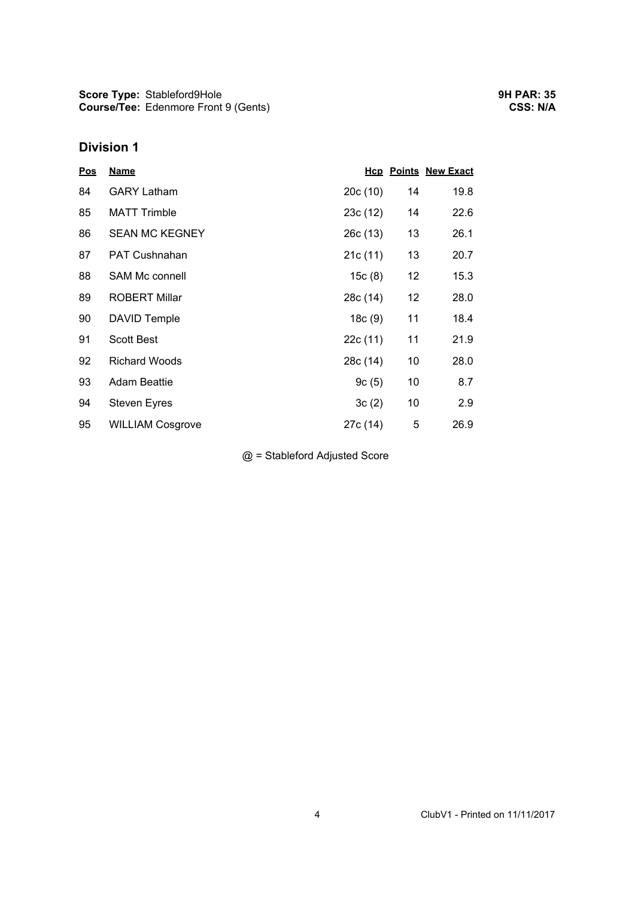**Score Type:** Stableford9Hole
**Course/Tee:** Edenmore Front 9 (Gents)

**9H PAR: 35**
**CSS: N/A**

## Division 1

| Pos | Name | Hcp | Points | New Exact |
|---|---|---|---|---|
| 84 | GARY Latham | 20c (10) | 14 | 19.8 |
| 85 | MATT Trimble | 23c (12) | 14 | 22.6 |
| 86 | SEAN MC KEGNEY | 26c (13) | 13 | 26.1 |
| 87 | PAT Cushnahan | 21c (11) | 13 | 20.7 |
| 88 | SAM Mc connell | 15c (8) | 12 | 15.3 |
| 89 | ROBERT Millar | 28c (14) | 12 | 28.0 |
| 90 | DAVID Temple | 18c (9) | 11 | 18.4 |
| 91 | Scott Best | 22c (11) | 11 | 21.9 |
| 92 | Richard Woods | 28c (14) | 10 | 28.0 |
| 93 | Adam Beattie | 9c (5) | 10 | 8.7 |
| 94 | Steven Eyres | 3c (2) | 10 | 2.9 |
| 95 | WILLIAM Cosgrove | 27c (14) | 5 | 26.9 |

@ = Stableford Adjusted Score

ClubV1 - Printed on 11/11/2017